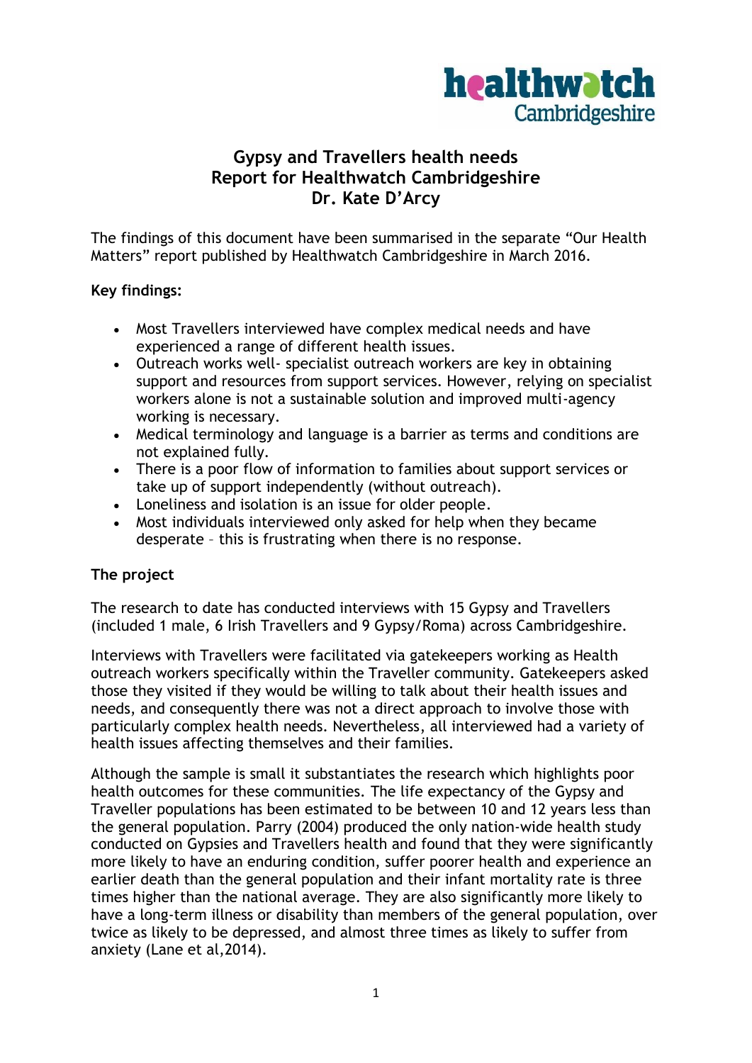# Gypsy and Travellers health needs
# Report for Healthwatch Cambridgeshire
# Dr. Kate D'Arcy

The findings of this document have been summarised in the separate "Our Health Matters" report published by Healthwatch Cambridgeshire in March 2016.

**Key findings:**

- Most Travellers interviewed have complex medical needs and have experienced a range of different health issues.
- Outreach works well- specialist outreach workers are key in obtaining support and resources from support services. However, relying on specialist workers alone is not a sustainable solution and improved multi-agency working is necessary.
- Medical terminology and language is a barrier as terms and conditions are not explained fully.
- There is a poor flow of information to families about support services or take up of support independently (without outreach).
- Loneliness and isolation is an issue for older people.
- Most individuals interviewed only asked for help when they became desperate – this is frustrating when there is no response.

**The project**

The research to date has conducted interviews with 15 Gypsy and Travellers (included 1 male, 6 Irish Travellers and 9 Gypsy/Roma) across Cambridgeshire.

Interviews with Travellers were facilitated via gatekeepers working as Health outreach workers specifically within the Traveller community. Gatekeepers asked those they visited if they would be willing to talk about their health issues and needs, and consequently there was not a direct approach to involve those with particularly complex health needs. Nevertheless, all interviewed had a variety of health issues affecting themselves and their families.

Although the sample is small it substantiates the research which highlights poor health outcomes for these communities. The life expectancy of the Gypsy and Traveller populations has been estimated to be between 10 and 12 years less than the general population. Parry (2004) produced the only nation-wide health study conducted on Gypsies and Travellers health and found that they were significantly more likely to have an enduring condition, suffer poorer health and experience an earlier death than the general population and their infant mortality rate is three times higher than the national average. They are also significantly more likely to have a long-term illness or disability than members of the general population, over twice as likely to be depressed, and almost three times as likely to suffer from anxiety (Lane et al,2014).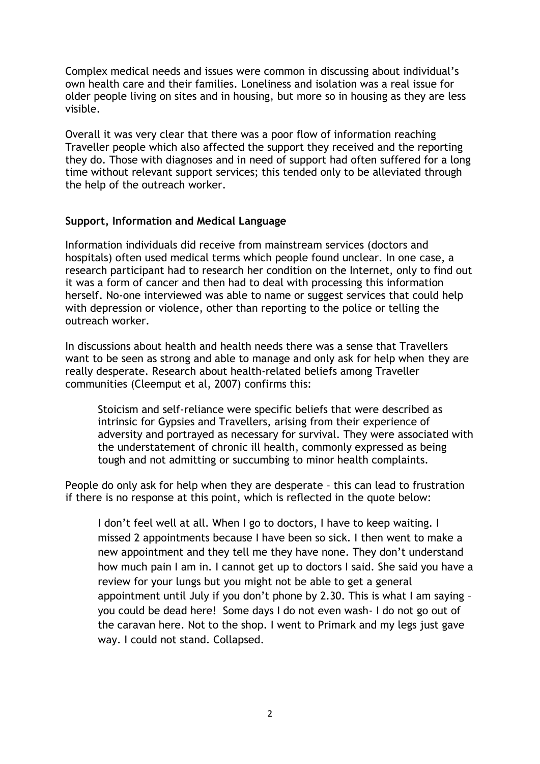Complex medical needs and issues were common in discussing about individual's own health care and their families. Loneliness and isolation was a real issue for older people living on sites and in housing, but more so in housing as they are less visible.

Overall it was very clear that there was a poor flow of information reaching Traveller people which also affected the support they received and the reporting they do. Those with diagnoses and in need of support had often suffered for a long time without relevant support services; this tended only to be alleviated through the help of the outreach worker.

### Support, Information and Medical Language

Information individuals did receive from mainstream services (doctors and hospitals) often used medical terms which people found unclear. In one case, a research participant had to research her condition on the Internet, only to find out it was a form of cancer and then had to deal with processing this information herself. No-one interviewed was able to name or suggest services that could help with depression or violence, other than reporting to the police or telling the outreach worker.

In discussions about health and health needs there was a sense that Travellers want to be seen as strong and able to manage and only ask for help when they are really desperate. Research about health-related beliefs among Traveller communities (Cleemput et al, 2007) confirms this:

> Stoicism and self-reliance were specific beliefs that were described as intrinsic for Gypsies and Travellers, arising from their experience of adversity and portrayed as necessary for survival. They were associated with the understatement of chronic ill health, commonly expressed as being tough and not admitting or succumbing to minor health complaints.

People do only ask for help when they are desperate – this can lead to frustration if there is no response at this point, which is reflected in the quote below:

> I don't feel well at all. When I go to doctors, I have to keep waiting. I missed 2 appointments because I have been so sick. I then went to make a new appointment and they tell me they have none. They don't understand how much pain I am in. I cannot get up to doctors I said. She said you have a review for your lungs but you might not be able to get a general appointment until July if you don't phone by 2.30. This is what I am saying – you could be dead here! Some days I do not even wash- I do not go out of the caravan here. Not to the shop. I went to Primark and my legs just gave way. I could not stand. Collapsed.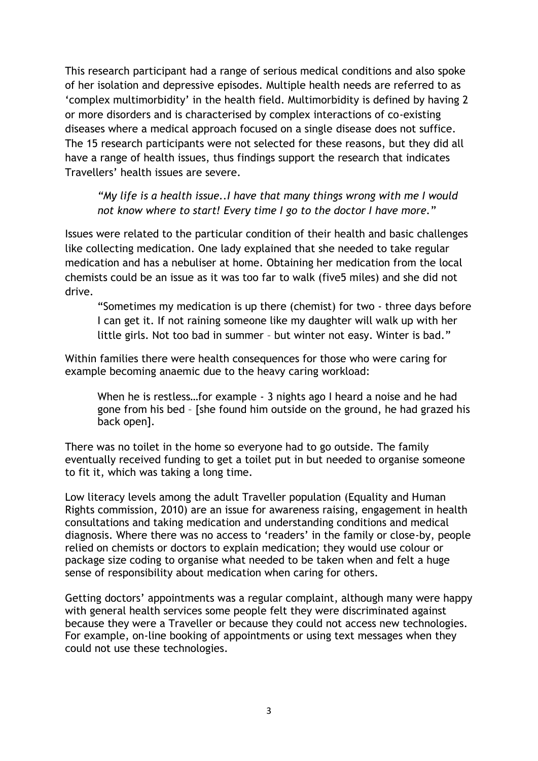This research participant had a range of serious medical conditions and also spoke of her isolation and depressive episodes. Multiple health needs are referred to as 'complex multimorbidity' in the health field. Multimorbidity is defined by having 2 or more disorders and is characterised by complex interactions of co-existing diseases where a medical approach focused on a single disease does not suffice. The 15 research participants were not selected for these reasons, but they did all have a range of health issues, thus findings support the research that indicates Travellers' health issues are severe.

> *"My life is a health issue..I have that many things wrong with me I would not know where to start! Every time I go to the doctor I have more."*

Issues were related to the particular condition of their health and basic challenges like collecting medication. One lady explained that she needed to take regular medication and has a nebuliser at home. Obtaining her medication from the local chemists could be an issue as it was too far to walk (five5 miles) and she did not drive.

> "Sometimes my medication is up there (chemist) for two - three days before I can get it. If not raining someone like my daughter will walk up with her little girls. Not too bad in summer – but winter not easy. Winter is bad."

Within families there were health consequences for those who were caring for example becoming anaemic due to the heavy caring workload:

> When he is restless…for example - 3 nights ago I heard a noise and he had gone from his bed – [she found him outside on the ground, he had grazed his back open].

There was no toilet in the home so everyone had to go outside. The family eventually received funding to get a toilet put in but needed to organise someone to fit it, which was taking a long time.

Low literacy levels among the adult Traveller population (Equality and Human Rights commission, 2010) are an issue for awareness raising, engagement in health consultations and taking medication and understanding conditions and medical diagnosis. Where there was no access to 'readers' in the family or close-by, people relied on chemists or doctors to explain medication; they would use colour or package size coding to organise what needed to be taken when and felt a huge sense of responsibility about medication when caring for others.

Getting doctors' appointments was a regular complaint, although many were happy with general health services some people felt they were discriminated against because they were a Traveller or because they could not access new technologies. For example, on-line booking of appointments or using text messages when they could not use these technologies.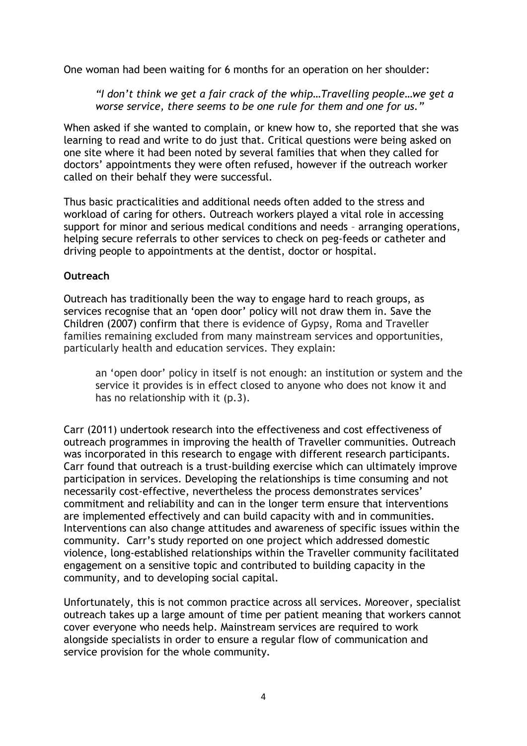One woman had been waiting for 6 months for an operation on her shoulder:

> *"I don't think we get a fair crack of the whip…Travelling people…we get a worse service, there seems to be one rule for them and one for us."*

When asked if she wanted to complain, or knew how to, she reported that she was learning to read and write to do just that. Critical questions were being asked on one site where it had been noted by several families that when they called for doctors' appointments they were often refused, however if the outreach worker called on their behalf they were successful.

Thus basic practicalities and additional needs often added to the stress and workload of caring for others. Outreach workers played a vital role in accessing support for minor and serious medical conditions and needs – arranging operations, helping secure referrals to other services to check on peg-feeds or catheter and driving people to appointments at the dentist, doctor or hospital.

**Outreach**

Outreach has traditionally been the way to engage hard to reach groups, as services recognise that an 'open door' policy will not draw them in. Save the Children (2007) confirm that there is evidence of Gypsy, Roma and Traveller families remaining excluded from many mainstream services and opportunities, particularly health and education services. They explain:

> an 'open door' policy in itself is not enough: an institution or system and the service it provides is in effect closed to anyone who does not know it and has no relationship with it (p.3).

Carr (2011) undertook research into the effectiveness and cost effectiveness of outreach programmes in improving the health of Traveller communities. Outreach was incorporated in this research to engage with different research participants. Carr found that outreach is a trust-building exercise which can ultimately improve participation in services. Developing the relationships is time consuming and not necessarily cost-effective, nevertheless the process demonstrates services' commitment and reliability and can in the longer term ensure that interventions are implemented effectively and can build capacity with and in communities. Interventions can also change attitudes and awareness of specific issues within the community. Carr's study reported on one project which addressed domestic violence, long-established relationships within the Traveller community facilitated engagement on a sensitive topic and contributed to building capacity in the community, and to developing social capital.

Unfortunately, this is not common practice across all services. Moreover, specialist outreach takes up a large amount of time per patient meaning that workers cannot cover everyone who needs help. Mainstream services are required to work alongside specialists in order to ensure a regular flow of communication and service provision for the whole community.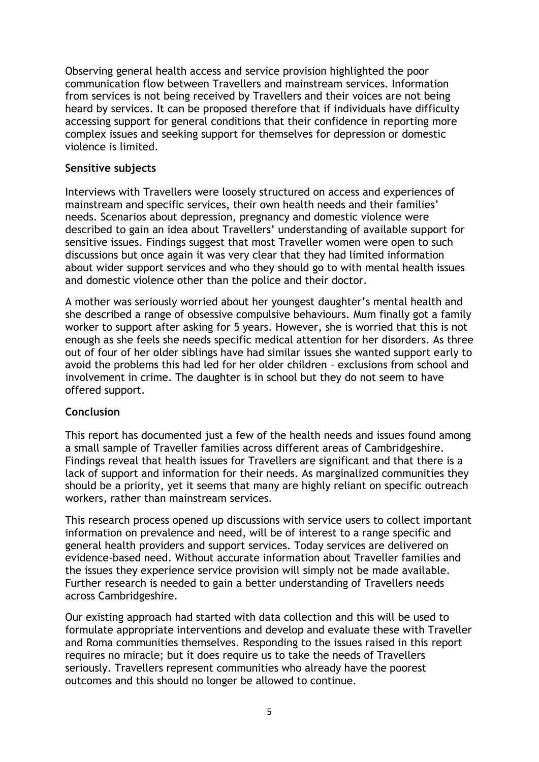Observing general health access and service provision highlighted the poor communication flow between Travellers and mainstream services. Information from services is not being received by Travellers and their voices are not being heard by services. It can be proposed therefore that if individuals have difficulty accessing support for general conditions that their confidence in reporting more complex issues and seeking support for themselves for depression or domestic violence is limited.

**Sensitive subjects**

Interviews with Travellers were loosely structured on access and experiences of mainstream and specific services, their own health needs and their families' needs. Scenarios about depression, pregnancy and domestic violence were described to gain an idea about Travellers' understanding of available support for sensitive issues. Findings suggest that most Traveller women were open to such discussions but once again it was very clear that they had limited information about wider support services and who they should go to with mental health issues and domestic violence other than the police and their doctor.

A mother was seriously worried about her youngest daughter's mental health and she described a range of obsessive compulsive behaviours. Mum finally got a family worker to support after asking for 5 years. However, she is worried that this is not enough as she feels she needs specific medical attention for her disorders. As three out of four of her older siblings have had similar issues she wanted support early to avoid the problems this had led for her older children – exclusions from school and involvement in crime. The daughter is in school but they do not seem to have offered support.

**Conclusion**

This report has documented just a few of the health needs and issues found among a small sample of Traveller families across different areas of Cambridgeshire. Findings reveal that health issues for Travellers are significant and that there is a lack of support and information for their needs. As marginalized communities they should be a priority, yet it seems that many are highly reliant on specific outreach workers, rather than mainstream services.

This research process opened up discussions with service users to collect important information on prevalence and need, will be of interest to a range specific and general health providers and support services. Today services are delivered on evidence-based need. Without accurate information about Traveller families and the issues they experience service provision will simply not be made available. Further research is needed to gain a better understanding of Travellers needs across Cambridgeshire.

Our existing approach had started with data collection and this will be used to formulate appropriate interventions and develop and evaluate these with Traveller and Roma communities themselves. Responding to the issues raised in this report requires no miracle; but it does require us to take the needs of Travellers seriously. Travellers represent communities who already have the poorest outcomes and this should no longer be allowed to continue.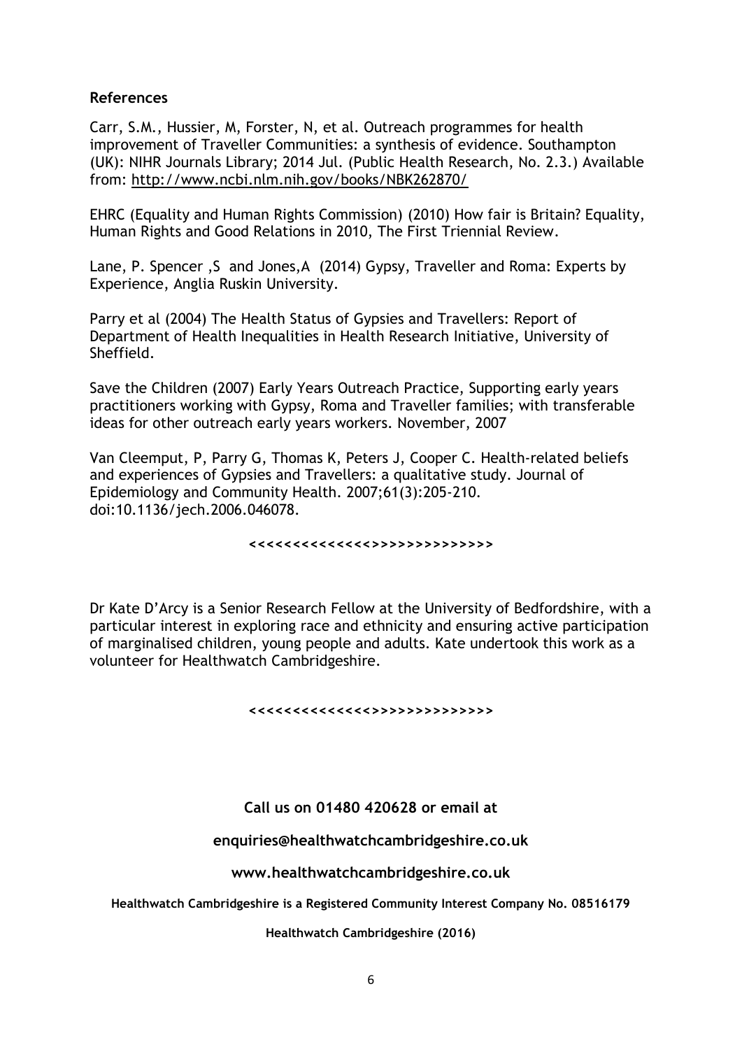## References

Carr, S.M., Hussier, M, Forster, N, et al. Outreach programmes for health improvement of Traveller Communities: a synthesis of evidence. Southampton (UK): NIHR Journals Library; 2014 Jul. (Public Health Research, No. 2.3.) Available from: http://www.ncbi.nlm.nih.gov/books/NBK262870/

EHRC (Equality and Human Rights Commission) (2010) How fair is Britain? Equality, Human Rights and Good Relations in 2010, The First Triennial Review.

Lane, P. Spencer ,S and Jones,A (2014) Gypsy, Traveller and Roma: Experts by Experience, Anglia Ruskin University.

Parry et al (2004) The Health Status of Gypsies and Travellers: Report of Department of Health Inequalities in Health Research Initiative, University of Sheffield.

Save the Children (2007) Early Years Outreach Practice, Supporting early years practitioners working with Gypsy, Roma and Traveller families; with transferable ideas for other outreach early years workers. November, 2007

Van Cleemput, P, Parry G, Thomas K, Peters J, Cooper C. Health-related beliefs and experiences of Gypsies and Travellers: a qualitative study. Journal of Epidemiology and Community Health. 2007;61(3):205-210. doi:10.1136/jech.2006.046078.

**<<<<<<<<<<<<<<>>>>>>>>>>>>>>**

Dr Kate D'Arcy is a Senior Research Fellow at the University of Bedfordshire, with a particular interest in exploring race and ethnicity and ensuring active participation of marginalised children, young people and adults. Kate undertook this work as a volunteer for Healthwatch Cambridgeshire.

**<<<<<<<<<<<<<<>>>>>>>>>>>>>>**

**Call us on 01480 420628 or email at**

**enquiries@healthwatchcambridgeshire.co.uk**

**www.healthwatchcambridgeshire.co.uk**

**Healthwatch Cambridgeshire is a Registered Community Interest Company No. 08516179**

**Healthwatch Cambridgeshire (2016)**